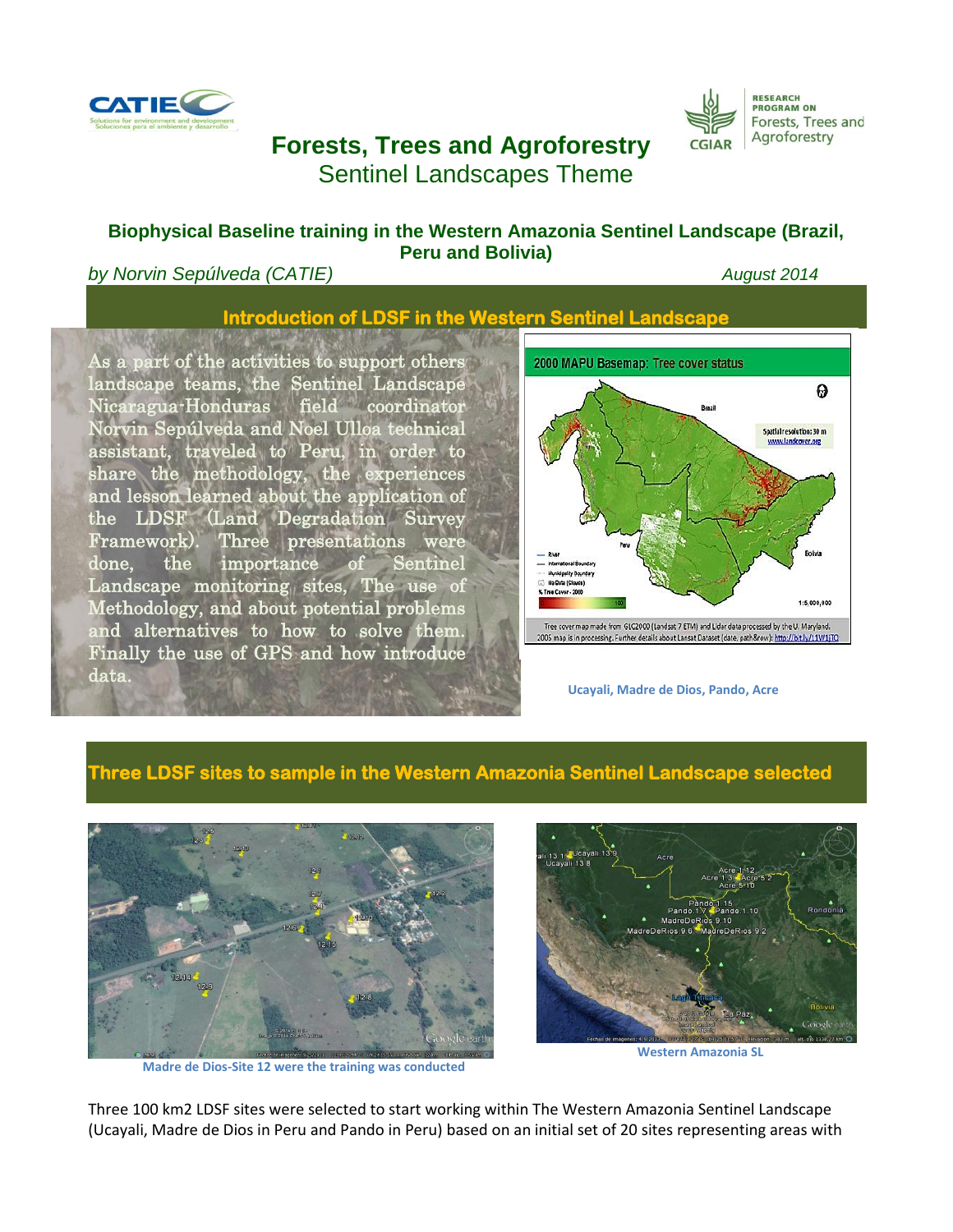# Forests, Trees and Agroforestry

## Sentinel Landscapes Theme

### Biophysical Baseline training in the Western Amazonia Sentinel Landscape (Brazil, Peru and Bolivia)

*by Norvin Sepúlveda (CATIE)* *August 2014*

## Introduction of LDSF in the Western Sentinel Landscape

As a part of the activities to support others landscape teams, the Sentinel Landscape Nicaragua-Honduras field coordinator Norvin Sepúlveda and Noel Ulloa technical assistant, traveled to Peru, in order to share the methodology, the experiences and lesson learned about the application of the LDSF (Land Degradation Survey Framework). Three presentations were done, the importance of Sentinel Landscape monitoring sites, The use of Methodology, and about potential problems and alternatives to how to solve them. Finally the use of GPS and how introduce data.

Ucayali, Madre de Dios, Pando, Acre

## Three LDSF sites to sample in the Western Amazonia Sentinel Landscape selected

Madre de Dios-Site 12 were the training was conducted

Western Amazonia SL

Three 100 km2 LDSF sites were selected to start working within The Western Amazonia Sentinel Landscape (Ucayali, Madre de Dios in Peru and Pando in Peru) based on an initial set of 20 sites representing areas with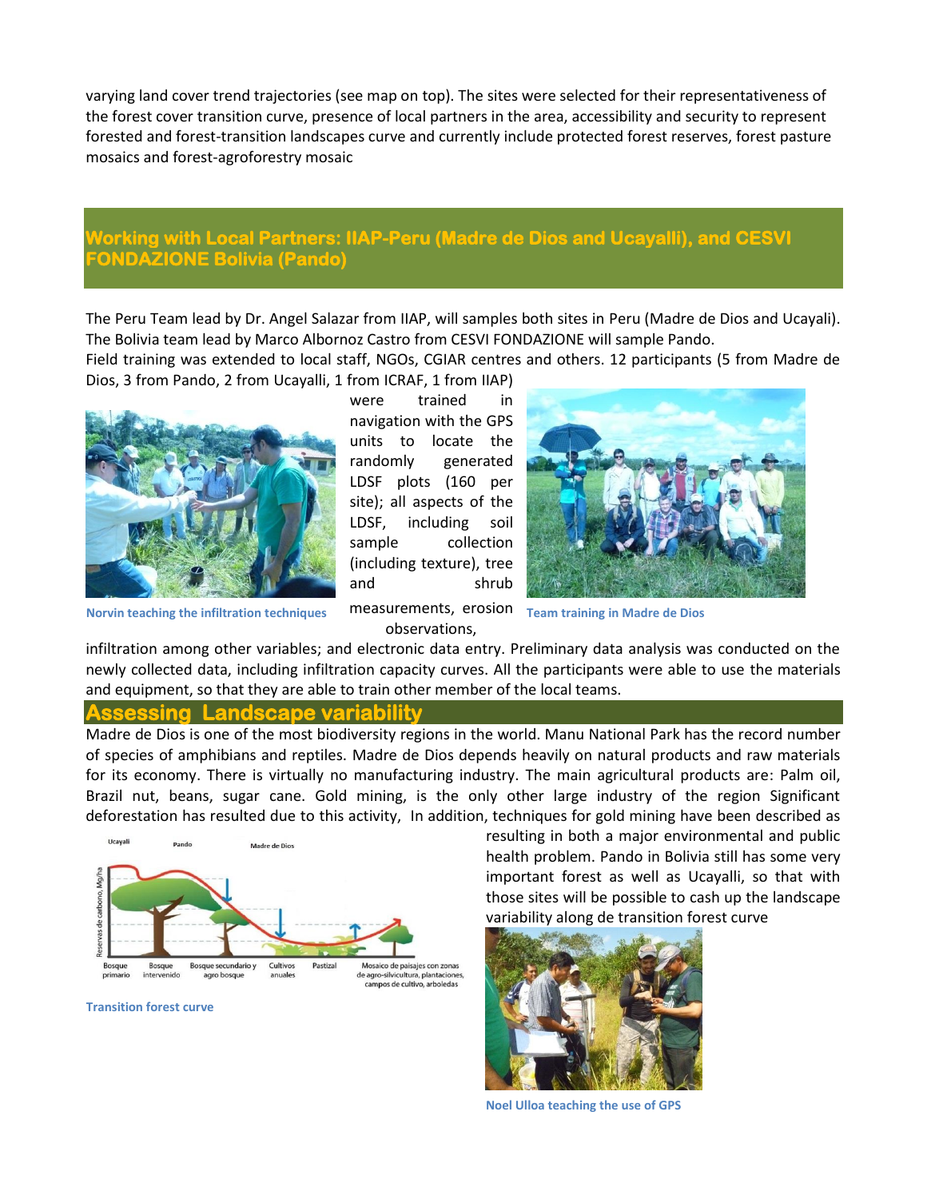varying land cover trend trajectories (see map on top). The sites were selected for their representativeness of the forest cover transition curve, presence of local partners in the area, accessibility and security to represent forested and forest-transition landscapes curve and currently include protected forest reserves, forest pasture mosaics and forest-agroforestry mosaic

## Working with Local Partners: IIAP-Peru (Madre de Dios and Ucayalli), and CESVI FONDAZIONE Bolivia (Pando)

The Peru Team lead by Dr. Angel Salazar from IIAP, will samples both sites in Peru (Madre de Dios and Ucayali). The Bolivia team lead by Marco Albornoz Castro from CESVI FONDAZIONE will sample Pando.

Field training was extended to local staff, NGOs, CGIAR centres and others. 12 participants (5 from Madre de Dios, 3 from Pando, 2 from Ucayalli, 1 from ICRAF, 1 from IIAP) were trained in navigation with the GPS units to locate the randomly generated LDSF plots (160 per site); all aspects of the LDSF, including soil sample collection (including texture), tree and shrub measurements, erosion observations, infiltration among other variables; and electronic data entry. Preliminary data analysis was conducted on the newly collected data, including infiltration capacity curves. All the participants were able to use the materials and equipment, so that they are able to train other member of the local teams.

Norvin teaching the infiltration techniques

Team training in Madre de Dios

## Assessing Landscape variability

Madre de Dios is one of the most biodiversity regions in the world. Manu National Park has the record number of species of amphibians and reptiles. Madre de Dios depends heavily on natural products and raw materials for its economy. There is virtually no manufacturing industry. The main agricultural products are: Palm oil, Brazil nut, beans, sugar cane. Gold mining, is the only other large industry of the region Significant deforestation has resulted due to this activity, In addition, techniques for gold mining have been described as resulting in both a major environmental and public health problem. Pando in Bolivia still has some very important forest as well as Ucayalli, so that with those sites will be possible to cash up the landscape variability along de transition forest curve

Ucayali

Pando

Madre de Dios

Reservas de carbono, Mg/ha

Bosque primario

Bosque intervenido

Bosque secundario y agro bosque

Cultivos anuales

Pastizal

Mosaico de paisajes con zonas de agro-silvicultura, plantaciones, campos de cultivo, arboledas

Transition forest curve

Noel Ulloa teaching the use of GPS